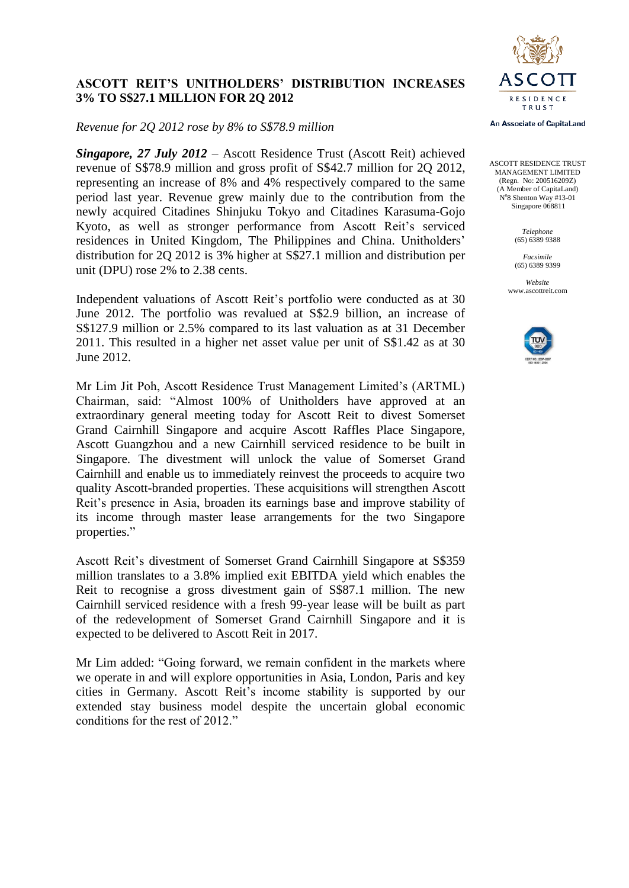# ASCOTT REIT'S UNITHOLDERS' DISTRIBUTION INCREASES 3% TO S$27.1 MILLION FOR 2Q 2012

*Revenue for 2Q 2012 rose by 8% to S$78.9 million*

ASCOTT RESIDENCE TRUST MANAGEMENT LIMITED
(Regn. No: 200516209Z)
(A Member of CapitaLand)
N°8 Shenton Way #13-01
Singapore 068811

*Telephone*
(65) 6389 9388

*Facsimile*
(65) 6389 9399

*Website*
www.ascottreit.com

***Singapore, 27 July 2012*** – Ascott Residence Trust (Ascott Reit) achieved revenue of S$78.9 million and gross profit of S$42.7 million for 2Q 2012, representing an increase of 8% and 4% respectively compared to the same period last year. Revenue grew mainly due to the contribution from the newly acquired Citadines Shinjuku Tokyo and Citadines Karasuma-Gojo Kyoto, as well as stronger performance from Ascott Reit's serviced residences in United Kingdom, The Philippines and China. Unitholders' distribution for 2Q 2012 is 3% higher at S$27.1 million and distribution per unit (DPU) rose 2% to 2.38 cents.

Independent valuations of Ascott Reit's portfolio were conducted as at 30 June 2012. The portfolio was revalued at S$2.9 billion, an increase of S$127.9 million or 2.5% compared to its last valuation as at 31 December 2011. This resulted in a higher net asset value per unit of S$1.42 as at 30 June 2012.

Mr Lim Jit Poh, Ascott Residence Trust Management Limited's (ARTML) Chairman, said: "Almost 100% of Unitholders have approved at an extraordinary general meeting today for Ascott Reit to divest Somerset Grand Cairnhill Singapore and acquire Ascott Raffles Place Singapore, Ascott Guangzhou and a new Cairnhill serviced residence to be built in Singapore. The divestment will unlock the value of Somerset Grand Cairnhill and enable us to immediately reinvest the proceeds to acquire two quality Ascott-branded properties. These acquisitions will strengthen Ascott Reit's presence in Asia, broaden its earnings base and improve stability of its income through master lease arrangements for the two Singapore properties."

Ascott Reit's divestment of Somerset Grand Cairnhill Singapore at S$359 million translates to a 3.8% implied exit EBITDA yield which enables the Reit to recognise a gross divestment gain of S$87.1 million. The new Cairnhill serviced residence with a fresh 99-year lease will be built as part of the redevelopment of Somerset Grand Cairnhill Singapore and it is expected to be delivered to Ascott Reit in 2017.

Mr Lim added: "Going forward, we remain confident in the markets where we operate in and will explore opportunities in Asia, London, Paris and key cities in Germany. Ascott Reit's income stability is supported by our extended stay business model despite the uncertain global economic conditions for the rest of 2012."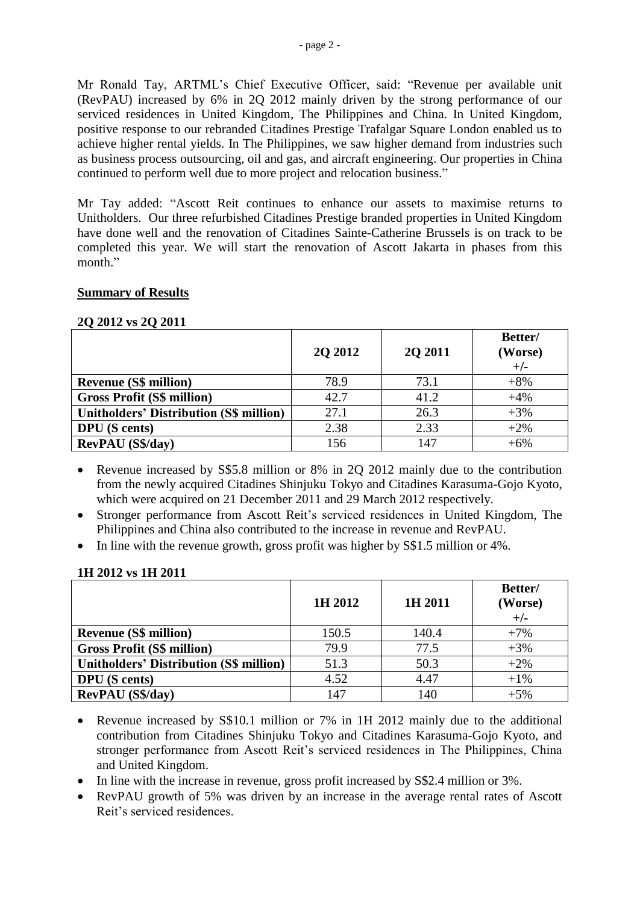Mr Ronald Tay, ARTML's Chief Executive Officer, said: "Revenue per available unit (RevPAU) increased by 6% in 2Q 2012 mainly driven by the strong performance of our serviced residences in United Kingdom, The Philippines and China. In United Kingdom, positive response to our rebranded Citadines Prestige Trafalgar Square London enabled us to achieve higher rental yields. In The Philippines, we saw higher demand from industries such as business process outsourcing, oil and gas, and aircraft engineering. Our properties in China continued to perform well due to more project and relocation business."

Mr Tay added: "Ascott Reit continues to enhance our assets to maximise returns to Unitholders. Our three refurbished Citadines Prestige branded properties in United Kingdom have done well and the renovation of Citadines Sainte-Catherine Brussels is on track to be completed this year. We will start the renovation of Ascott Jakarta in phases from this month."

## Summary of Results

**2Q 2012 vs 2Q 2011**

| | 2Q 2012 | 2Q 2011 | Better/ (Worse) +/- |
|---|---|---|---|
| **Revenue (S$ million)** | 78.9 | 73.1 | +8% |
| **Gross Profit (S$ million)** | 42.7 | 41.2 | +4% |
| **Unitholders' Distribution (S$ million)** | 27.1 | 26.3 | +3% |
| **DPU (S cents)** | 2.38 | 2.33 | +2% |
| **RevPAU (S$/day)** | 156 | 147 | +6% |

- Revenue increased by S$5.8 million or 8% in 2Q 2012 mainly due to the contribution from the newly acquired Citadines Shinjuku Tokyo and Citadines Karasuma-Gojo Kyoto, which were acquired on 21 December 2011 and 29 March 2012 respectively.
- Stronger performance from Ascott Reit's serviced residences in United Kingdom, The Philippines and China also contributed to the increase in revenue and RevPAU.
- In line with the revenue growth, gross profit was higher by S$1.5 million or 4%.

**1H 2012 vs 1H 2011**

| | 1H 2012 | 1H 2011 | Better/ (Worse) +/- |
|---|---|---|---|
| **Revenue (S$ million)** | 150.5 | 140.4 | +7% |
| **Gross Profit (S$ million)** | 79.9 | 77.5 | +3% |
| **Unitholders' Distribution (S$ million)** | 51.3 | 50.3 | +2% |
| **DPU (S cents)** | 4.52 | 4.47 | +1% |
| **RevPAU (S$/day)** | 147 | 140 | +5% |

- Revenue increased by S$10.1 million or 7% in 1H 2012 mainly due to the additional contribution from Citadines Shinjuku Tokyo and Citadines Karasuma-Gojo Kyoto, and stronger performance from Ascott Reit's serviced residences in The Philippines, China and United Kingdom.
- In line with the increase in revenue, gross profit increased by S$2.4 million or 3%.
- RevPAU growth of 5% was driven by an increase in the average rental rates of Ascott Reit's serviced residences.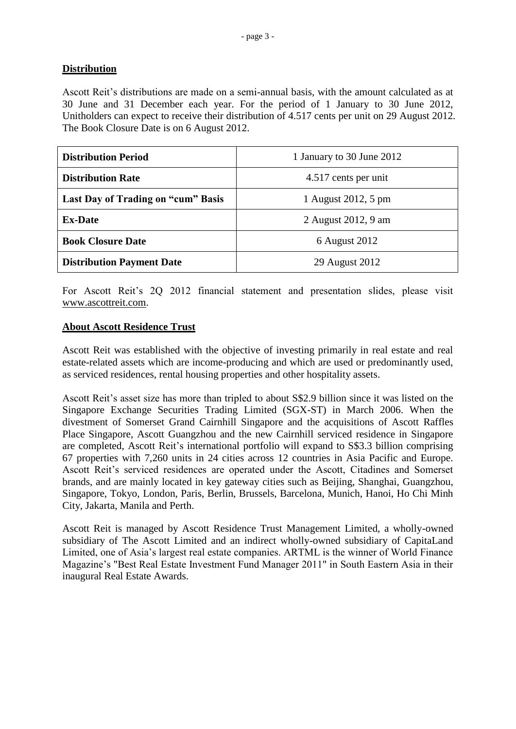## Distribution

Ascott Reit's distributions are made on a semi-annual basis, with the amount calculated as at 30 June and 31 December each year. For the period of 1 January to 30 June 2012, Unitholders can expect to receive their distribution of 4.517 cents per unit on 29 August 2012. The Book Closure Date is on 6 August 2012.

| | |
|---|---|
| **Distribution Period** | 1 January to 30 June 2012 |
| **Distribution Rate** | 4.517 cents per unit |
| **Last Day of Trading on "cum" Basis** | 1 August 2012, 5 pm |
| **Ex-Date** | 2 August 2012, 9 am |
| **Book Closure Date** | 6 August 2012 |
| **Distribution Payment Date** | 29 August 2012 |

For Ascott Reit's 2Q 2012 financial statement and presentation slides, please visit www.ascottreit.com.

## About Ascott Residence Trust

Ascott Reit was established with the objective of investing primarily in real estate and real estate-related assets which are income-producing and which are used or predominantly used, as serviced residences, rental housing properties and other hospitality assets.

Ascott Reit's asset size has more than tripled to about S$2.9 billion since it was listed on the Singapore Exchange Securities Trading Limited (SGX-ST) in March 2006. When the divestment of Somerset Grand Cairnhill Singapore and the acquisitions of Ascott Raffles Place Singapore, Ascott Guangzhou and the new Cairnhill serviced residence in Singapore are completed, Ascott Reit's international portfolio will expand to S$3.3 billion comprising 67 properties with 7,260 units in 24 cities across 12 countries in Asia Pacific and Europe. Ascott Reit's serviced residences are operated under the Ascott, Citadines and Somerset brands, and are mainly located in key gateway cities such as Beijing, Shanghai, Guangzhou, Singapore, Tokyo, London, Paris, Berlin, Brussels, Barcelona, Munich, Hanoi, Ho Chi Minh City, Jakarta, Manila and Perth.

Ascott Reit is managed by Ascott Residence Trust Management Limited, a wholly-owned subsidiary of The Ascott Limited and an indirect wholly-owned subsidiary of CapitaLand Limited, one of Asia's largest real estate companies. ARTML is the winner of World Finance Magazine's "Best Real Estate Investment Fund Manager 2011" in South Eastern Asia in their inaugural Real Estate Awards.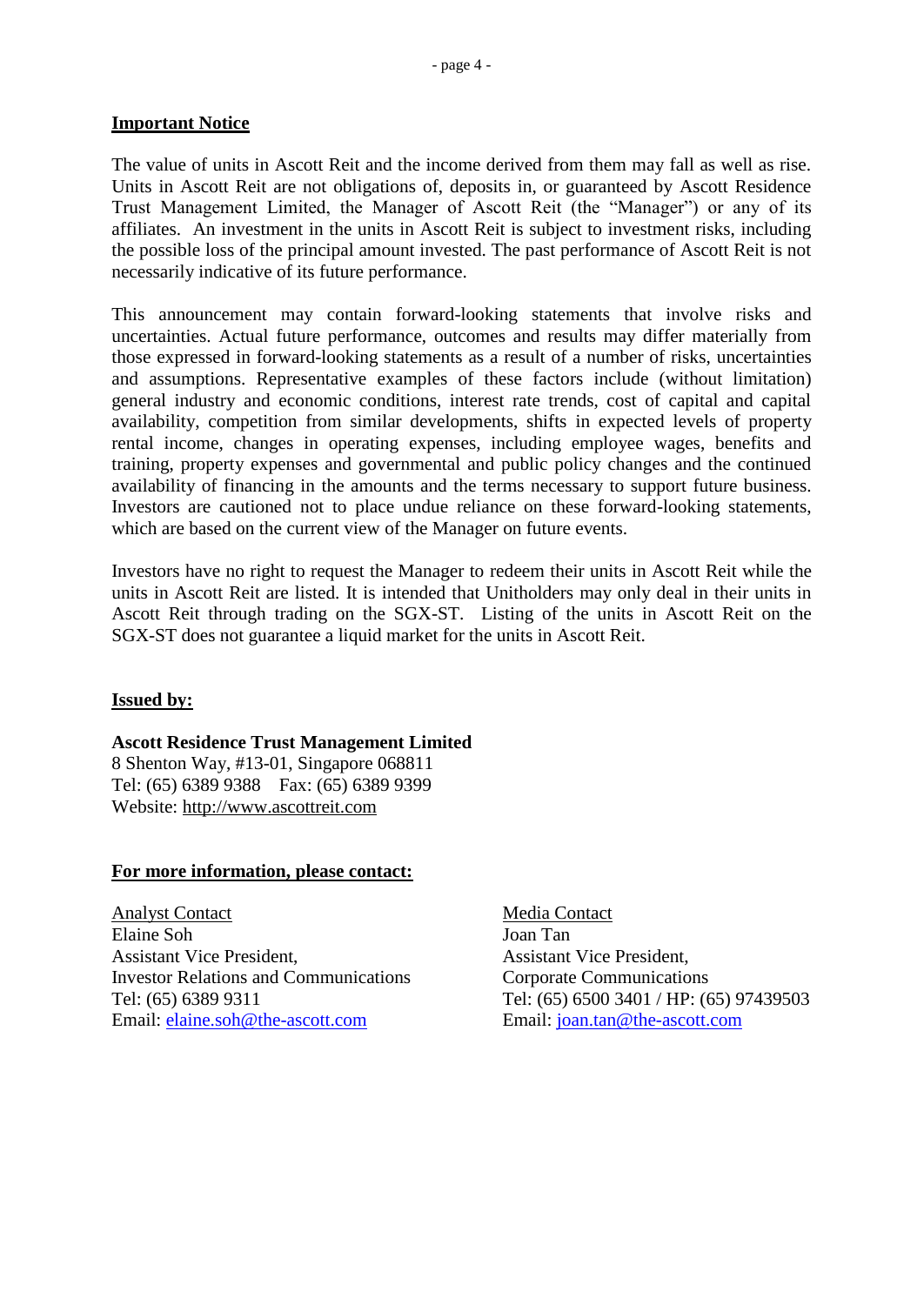**Important Notice**

The value of units in Ascott Reit and the income derived from them may fall as well as rise. Units in Ascott Reit are not obligations of, deposits in, or guaranteed by Ascott Residence Trust Management Limited, the Manager of Ascott Reit (the "Manager") or any of its affiliates. An investment in the units in Ascott Reit is subject to investment risks, including the possible loss of the principal amount invested. The past performance of Ascott Reit is not necessarily indicative of its future performance.

This announcement may contain forward-looking statements that involve risks and uncertainties. Actual future performance, outcomes and results may differ materially from those expressed in forward-looking statements as a result of a number of risks, uncertainties and assumptions. Representative examples of these factors include (without limitation) general industry and economic conditions, interest rate trends, cost of capital and capital availability, competition from similar developments, shifts in expected levels of property rental income, changes in operating expenses, including employee wages, benefits and training, property expenses and governmental and public policy changes and the continued availability of financing in the amounts and the terms necessary to support future business. Investors are cautioned not to place undue reliance on these forward-looking statements, which are based on the current view of the Manager on future events.

Investors have no right to request the Manager to redeem their units in Ascott Reit while the units in Ascott Reit are listed. It is intended that Unitholders may only deal in their units in Ascott Reit through trading on the SGX-ST. Listing of the units in Ascott Reit on the SGX-ST does not guarantee a liquid market for the units in Ascott Reit.

**Issued by:**

**Ascott Residence Trust Management Limited**
8 Shenton Way, #13-01, Singapore 068811
Tel: (65) 6389 9388 Fax: (65) 6389 9399
Website: http://www.ascottreit.com

**For more information, please contact:**

Analyst Contact
Elaine Soh
Assistant Vice President,
Investor Relations and Communications
Tel: (65) 6389 9311
Email: elaine.soh@the-ascott.com

Media Contact
Joan Tan
Assistant Vice President,
Corporate Communications
Tel: (65) 6500 3401 / HP: (65) 97439503
Email: joan.tan@the-ascott.com